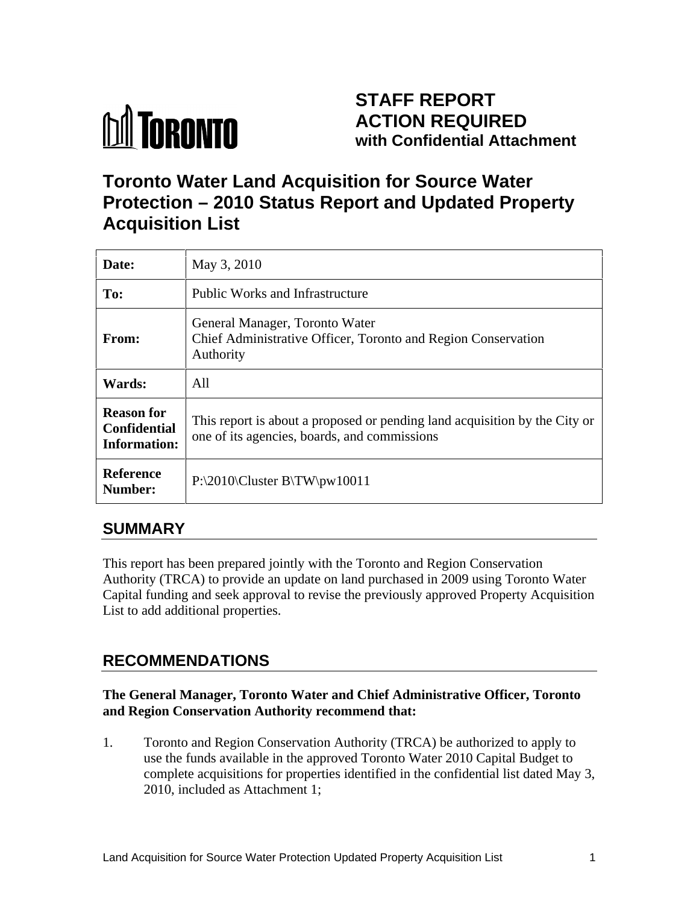TORONTO

# STAFF REPORT ACTION REQUIRED with Confidential Attachment

# Toronto Water Land Acquisition for Source Water Protection – 2010 Status Report and Updated Property Acquisition List

| **Date:** | May 3, 2010 |
|---|---|
| **To:** | Public Works and Infrastructure |
| **From:** | General Manager, Toronto Water<br>Chief Administrative Officer, Toronto and Region Conservation Authority |
| **Wards:** | All |
| **Reason for Confidential Information:** | This report is about a proposed or pending land acquisition by the City or one of its agencies, boards, and commissions |
| **Reference Number:** | P:\2010\Cluster B\TW\pw10011 |

## SUMMARY

This report has been prepared jointly with the Toronto and Region Conservation Authority (TRCA) to provide an update on land purchased in 2009 using Toronto Water Capital funding and seek approval to revise the previously approved Property Acquisition List to add additional properties.

## RECOMMENDATIONS

**The General Manager, Toronto Water and Chief Administrative Officer, Toronto and Region Conservation Authority recommend that:**

1. Toronto and Region Conservation Authority (TRCA) be authorized to apply to use the funds available in the approved Toronto Water 2010 Capital Budget to complete acquisitions for properties identified in the confidential list dated May 3, 2010, included as Attachment 1;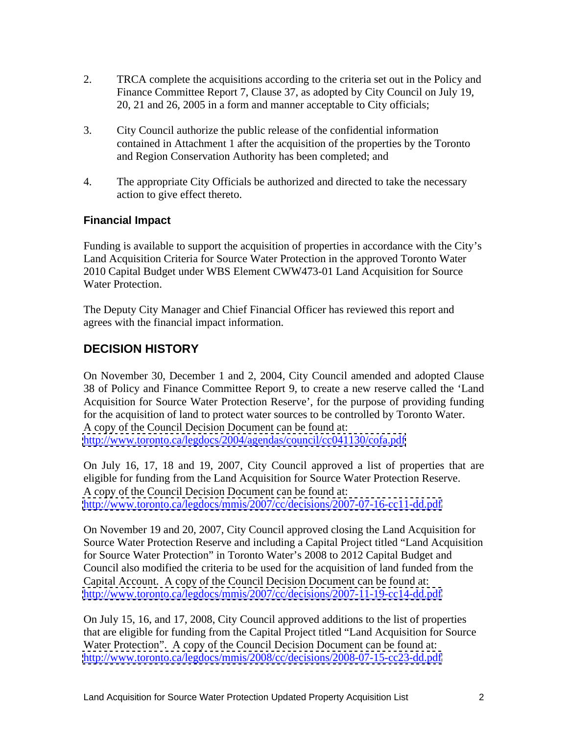2. TRCA complete the acquisitions according to the criteria set out in the Policy and Finance Committee Report 7, Clause 37, as adopted by City Council on July 19, 20, 21 and 26, 2005 in a form and manner acceptable to City officials;

3. City Council authorize the public release of the confidential information contained in Attachment 1 after the acquisition of the properties by the Toronto and Region Conservation Authority has been completed; and

4. The appropriate City Officials be authorized and directed to take the necessary action to give effect thereto.

### Financial Impact

Funding is available to support the acquisition of properties in accordance with the City's Land Acquisition Criteria for Source Water Protection in the approved Toronto Water 2010 Capital Budget under WBS Element CWW473-01 Land Acquisition for Source Water Protection.

The Deputy City Manager and Chief Financial Officer has reviewed this report and agrees with the financial impact information.

## DECISION HISTORY

On November 30, December 1 and 2, 2004, City Council amended and adopted Clause 38 of Policy and Finance Committee Report 9, to create a new reserve called the 'Land Acquisition for Source Water Protection Reserve', for the purpose of providing funding for the acquisition of land to protect water sources to be controlled by Toronto Water. A copy of the Council Decision Document can be found at: http://www.toronto.ca/legdocs/2004/agendas/council/cc041130/cofa.pdf

On July 16, 17, 18 and 19, 2007, City Council approved a list of properties that are eligible for funding from the Land Acquisition for Source Water Protection Reserve. A copy of the Council Decision Document can be found at: http://www.toronto.ca/legdocs/mmis/2007/cc/decisions/2007-07-16-cc11-dd.pdf

On November 19 and 20, 2007, City Council approved closing the Land Acquisition for Source Water Protection Reserve and including a Capital Project titled "Land Acquisition for Source Water Protection" in Toronto Water's 2008 to 2012 Capital Budget and Council also modified the criteria to be used for the acquisition of land funded from the Capital Account. A copy of the Council Decision Document can be found at: http://www.toronto.ca/legdocs/mmis/2007/cc/decisions/2007-11-19-cc14-dd.pdf

On July 15, 16, and 17, 2008, City Council approved additions to the list of properties that are eligible for funding from the Capital Project titled "Land Acquisition for Source Water Protection". A copy of the Council Decision Document can be found at: http://www.toronto.ca/legdocs/mmis/2008/cc/decisions/2008-07-15-cc23-dd.pdf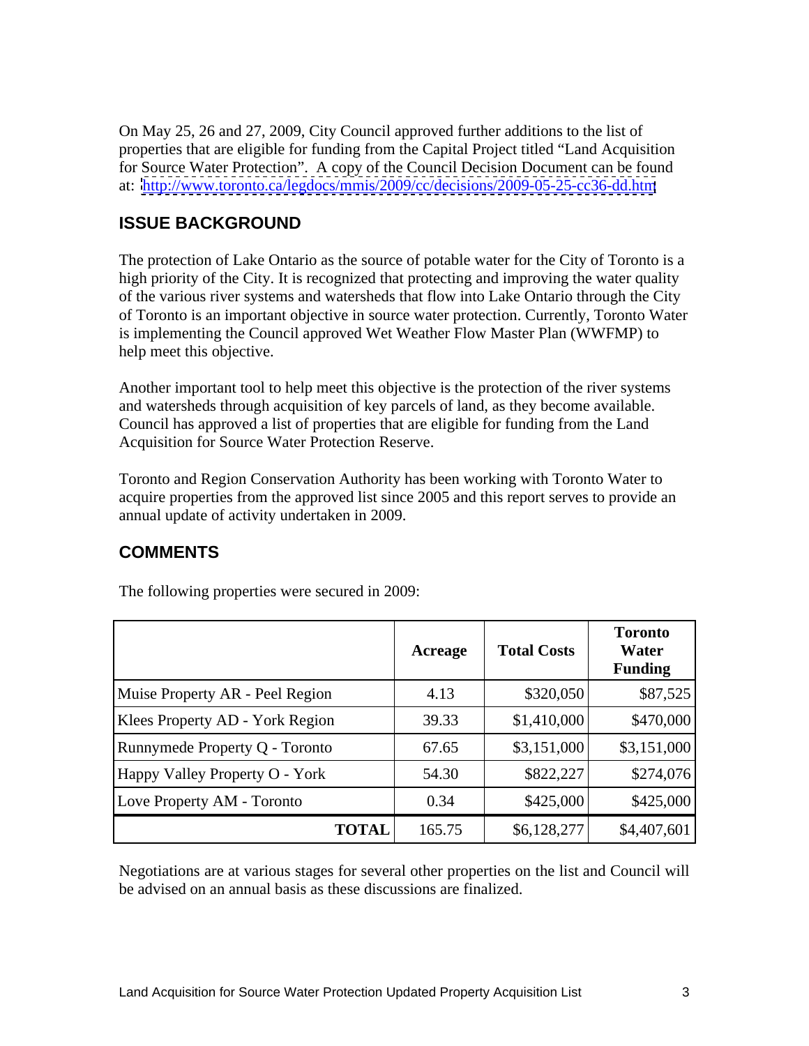On May 25, 26 and 27, 2009, City Council approved further additions to the list of properties that are eligible for funding from the Capital Project titled "Land Acquisition for Source Water Protection". A copy of the Council Decision Document can be found at: http://www.toronto.ca/legdocs/mmis/2009/cc/decisions/2009-05-25-cc36-dd.htm

## ISSUE BACKGROUND

The protection of Lake Ontario as the source of potable water for the City of Toronto is a high priority of the City. It is recognized that protecting and improving the water quality of the various river systems and watersheds that flow into Lake Ontario through the City of Toronto is an important objective in source water protection. Currently, Toronto Water is implementing the Council approved Wet Weather Flow Master Plan (WWFMP) to help meet this objective.

Another important tool to help meet this objective is the protection of the river systems and watersheds through acquisition of key parcels of land, as they become available. Council has approved a list of properties that are eligible for funding from the Land Acquisition for Source Water Protection Reserve.

Toronto and Region Conservation Authority has been working with Toronto Water to acquire properties from the approved list since 2005 and this report serves to provide an annual update of activity undertaken in 2009.

## COMMENTS

The following properties were secured in 2009:

| | Acreage | Total Costs | Toronto Water Funding |
|---|---|---|---|
| Muise Property AR - Peel Region | 4.13 | $320,050 | $87,525 |
| Klees Property AD - York Region | 39.33 | $1,410,000 | $470,000 |
| Runnymede Property Q - Toronto | 67.65 | $3,151,000 | $3,151,000 |
| Happy Valley Property O - York | 54.30 | $822,227 | $274,076 |
| Love Property AM - Toronto | 0.34 | $425,000 | $425,000 |
| **TOTAL** | 165.75 | $6,128,277 | $4,407,601 |

Negotiations are at various stages for several other properties on the list and Council will be advised on an annual basis as these discussions are finalized.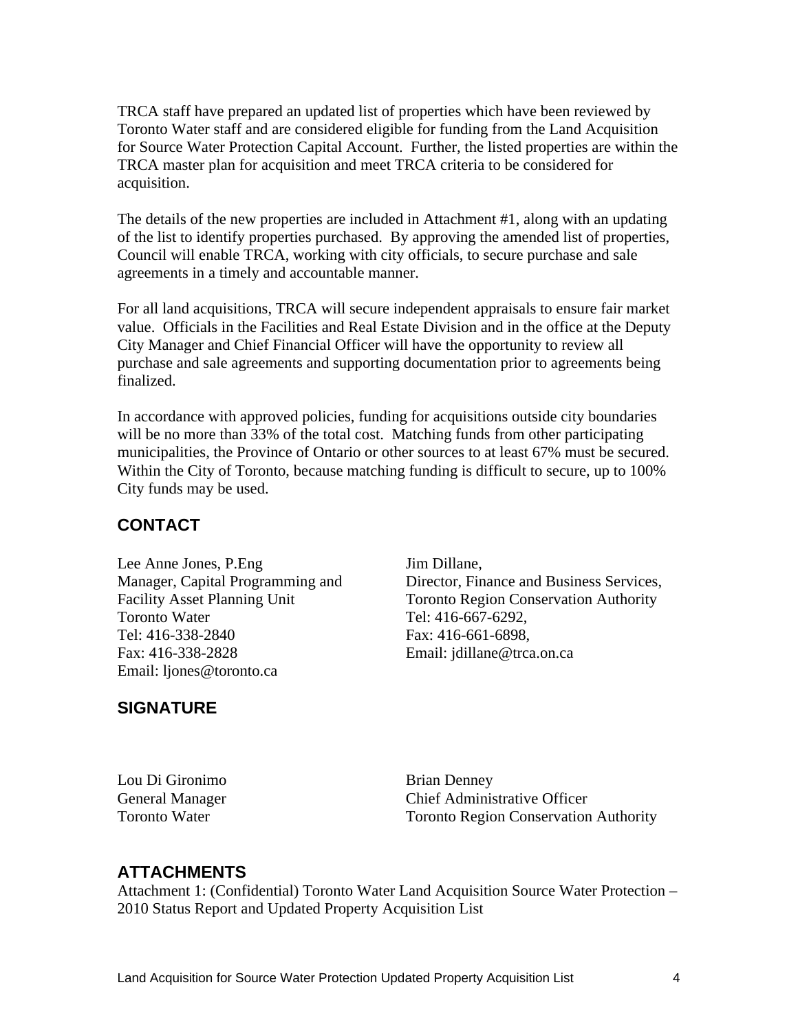TRCA staff have prepared an updated list of properties which have been reviewed by Toronto Water staff and are considered eligible for funding from the Land Acquisition for Source Water Protection Capital Account. Further, the listed properties are within the TRCA master plan for acquisition and meet TRCA criteria to be considered for acquisition.

The details of the new properties are included in Attachment #1, along with an updating of the list to identify properties purchased. By approving the amended list of properties, Council will enable TRCA, working with city officials, to secure purchase and sale agreements in a timely and accountable manner.

For all land acquisitions, TRCA will secure independent appraisals to ensure fair market value. Officials in the Facilities and Real Estate Division and in the office at the Deputy City Manager and Chief Financial Officer will have the opportunity to review all purchase and sale agreements and supporting documentation prior to agreements being finalized.

In accordance with approved policies, funding for acquisitions outside city boundaries will be no more than 33% of the total cost. Matching funds from other participating municipalities, the Province of Ontario or other sources to at least 67% must be secured. Within the City of Toronto, because matching funding is difficult to secure, up to 100% City funds may be used.

## CONTACT

Lee Anne Jones, P.Eng
Manager, Capital Programming and Facility Asset Planning Unit
Toronto Water
Tel: 416-338-2840
Fax: 416-338-2828
Email: ljones@toronto.ca

Jim Dillane,
Director, Finance and Business Services,
Toronto Region Conservation Authority
Tel: 416-667-6292,
Fax: 416-661-6898,
Email: jdillane@trca.on.ca

## SIGNATURE

Lou Di Gironimo
General Manager
Toronto Water

Brian Denney
Chief Administrative Officer
Toronto Region Conservation Authority

## ATTACHMENTS

Attachment 1: (Confidential) Toronto Water Land Acquisition Source Water Protection – 2010 Status Report and Updated Property Acquisition List